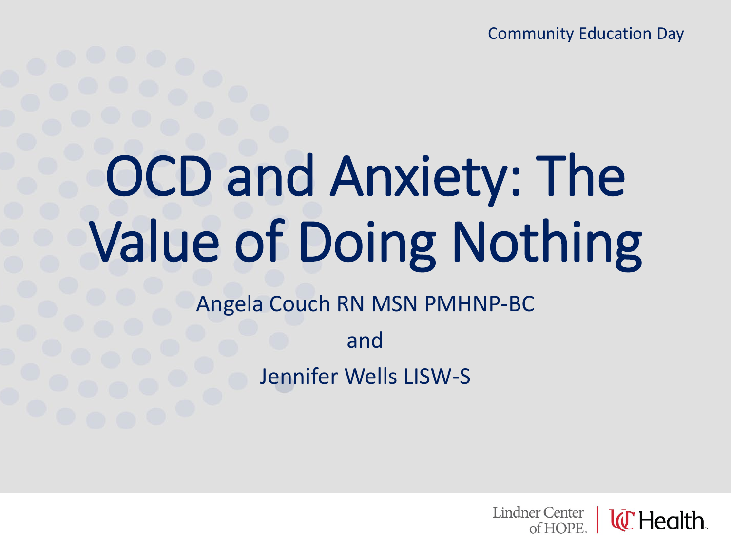Community Education Day

# OCD and Anxiety: The Value of Doing Nothing

Angela Couch RN MSN PMHNP-BC

and

Jennifer Wells LISW-S

Lindner Center of HOPE. | UC Health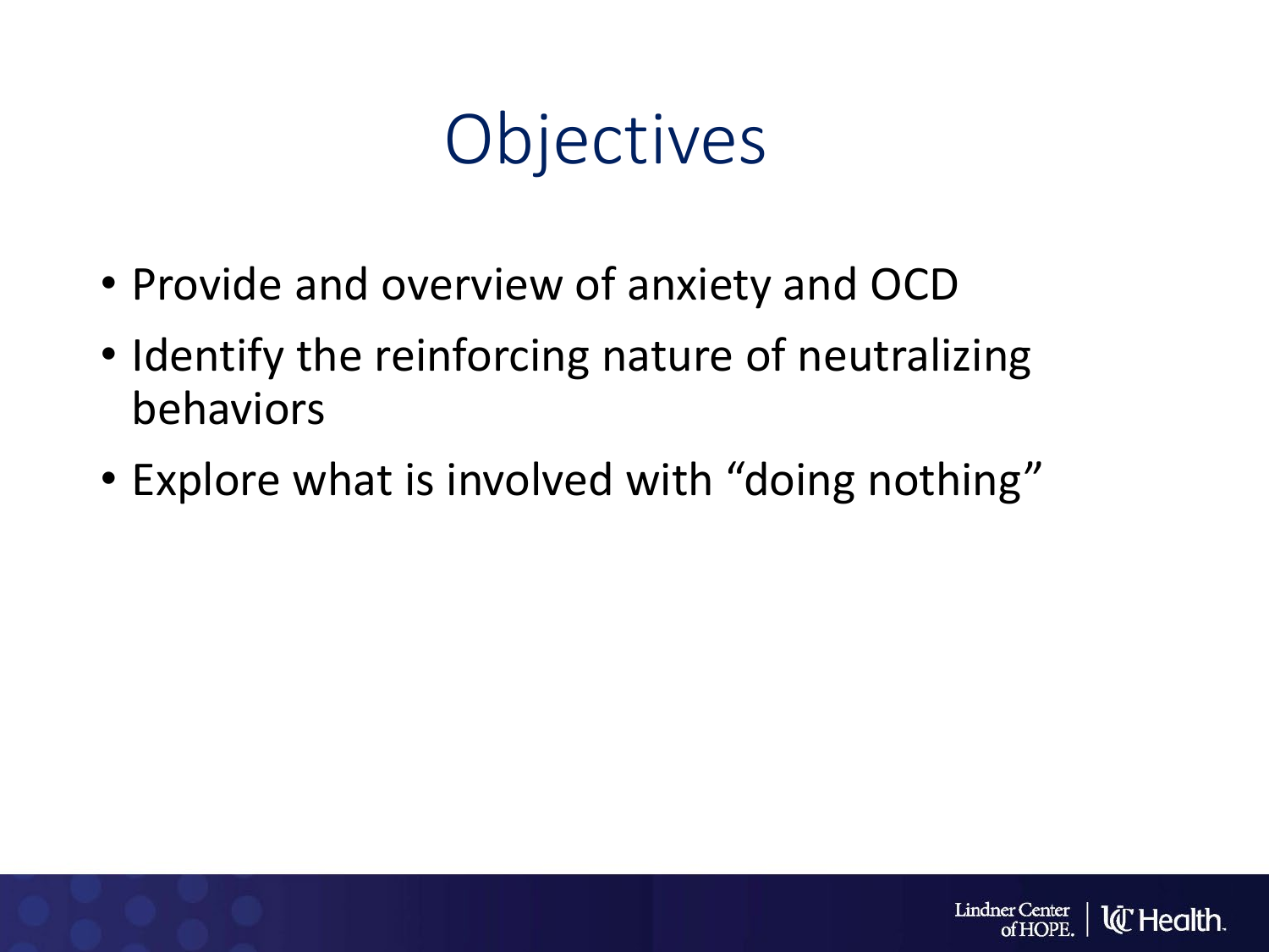# Objectives

- Provide and overview of anxiety and OCD
- Identify the reinforcing nature of neutralizing behaviors
- Explore what is involved with "doing nothing"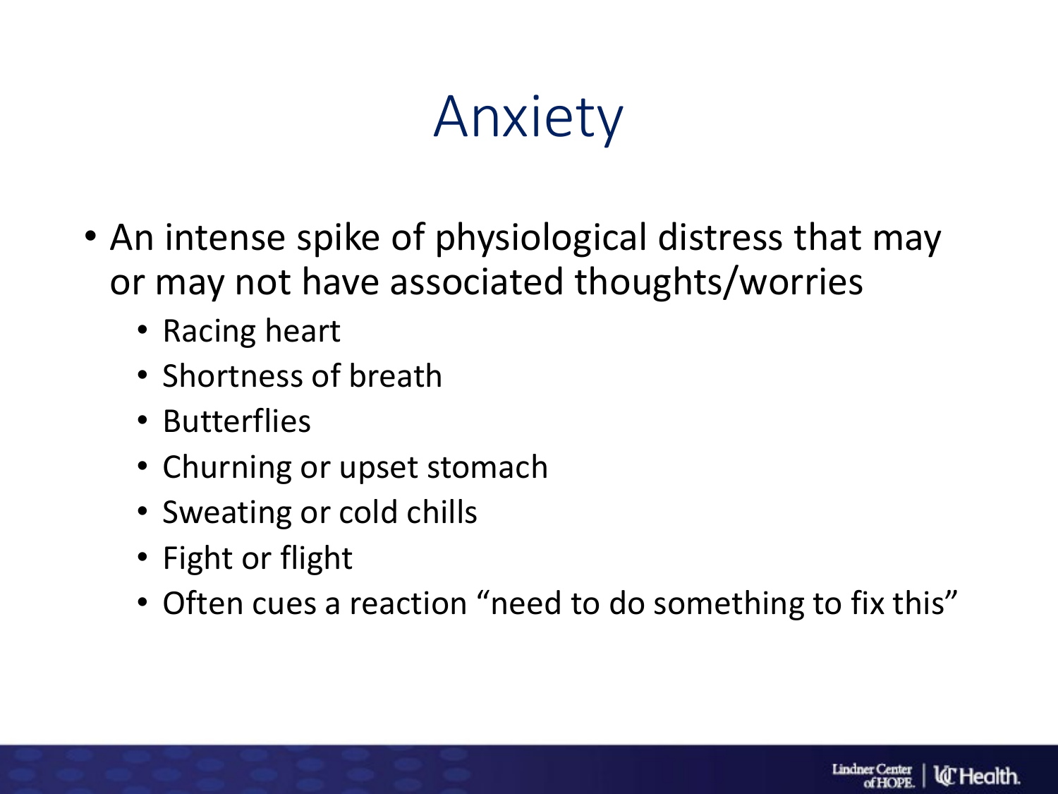# Anxiety

- An intense spike of physiological distress that may or may not have associated thoughts/worries
  - Racing heart
  - Shortness of breath
  - Butterflies
  - Churning or upset stomach
  - Sweating or cold chills
  - Fight or flight
  - Often cues a reaction "need to do something to fix this"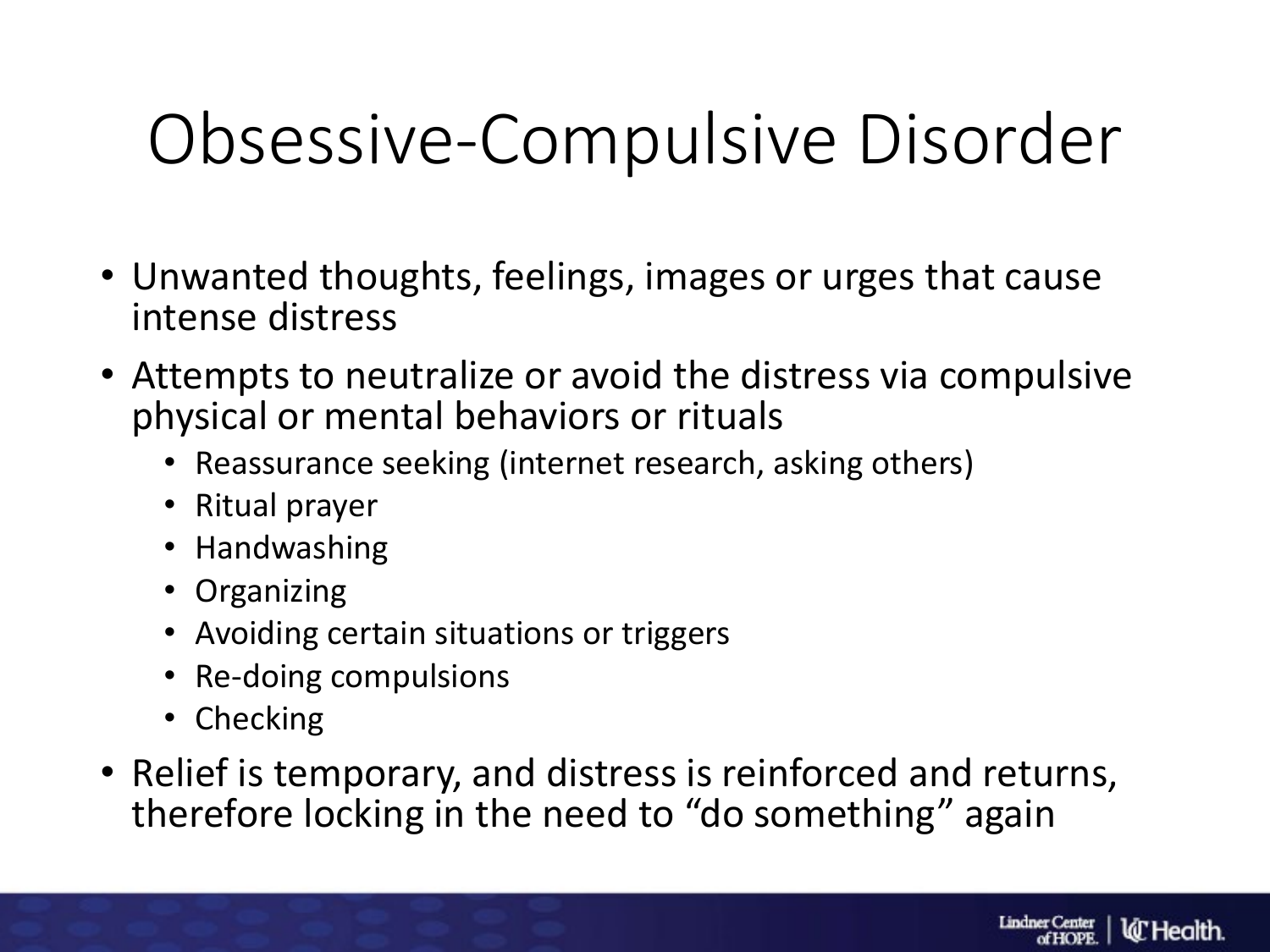# Obsessive-Compulsive Disorder

- Unwanted thoughts, feelings, images or urges that cause intense distress
- Attempts to neutralize or avoid the distress via compulsive physical or mental behaviors or rituals
  - Reassurance seeking (internet research, asking others)
  - Ritual prayer
  - Handwashing
  - Organizing
  - Avoiding certain situations or triggers
  - Re-doing compulsions
  - Checking
- Relief is temporary, and distress is reinforced and returns, therefore locking in the need to "do something" again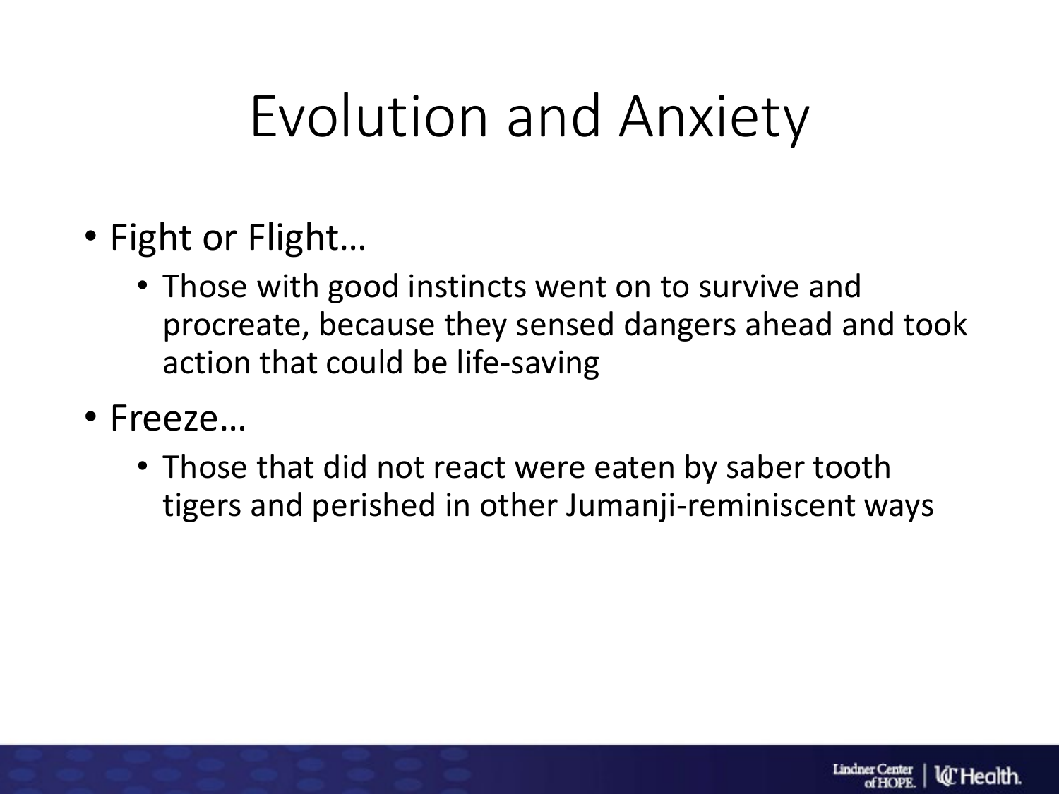# Evolution and Anxiety

- Fight or Flight…
  - Those with good instincts went on to survive and procreate, because they sensed dangers ahead and took action that could be life-saving
- Freeze…
  - Those that did not react were eaten by saber tooth tigers and perished in other Jumanji-reminiscent ways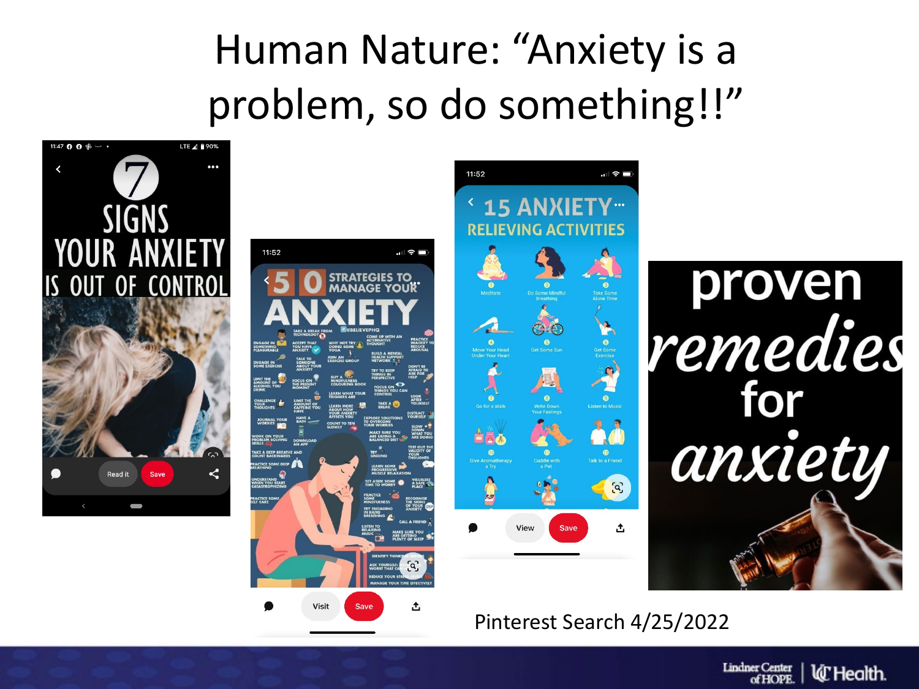# Human Nature: "Anxiety is a problem, so do something!!"

Pinterest Search 4/25/2022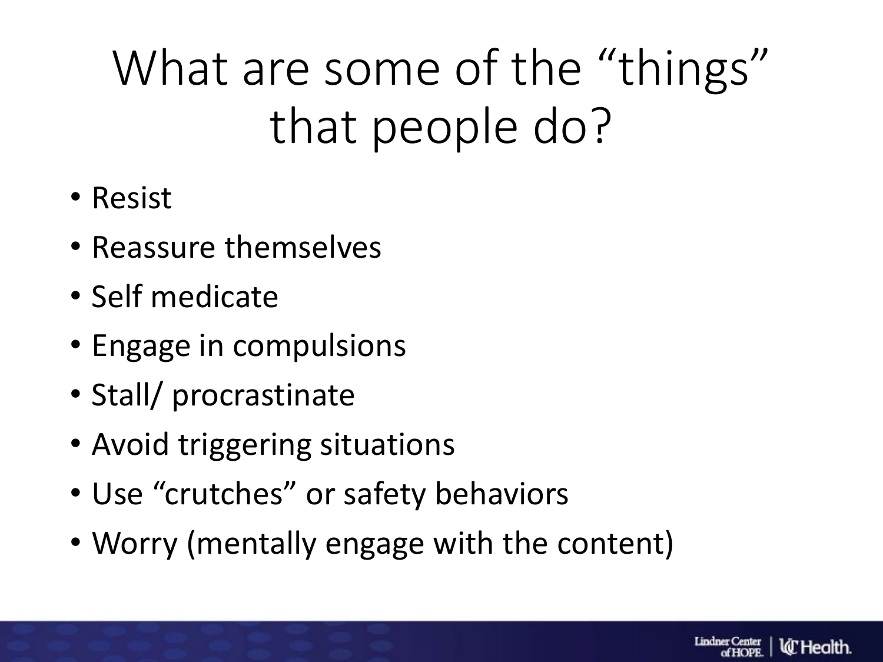# What are some of the “things” that people do?

- Resist
- Reassure themselves
- Self medicate
- Engage in compulsions
- Stall/ procrastinate
- Avoid triggering situations
- Use “crutches” or safety behaviors
- Worry (mentally engage with the content)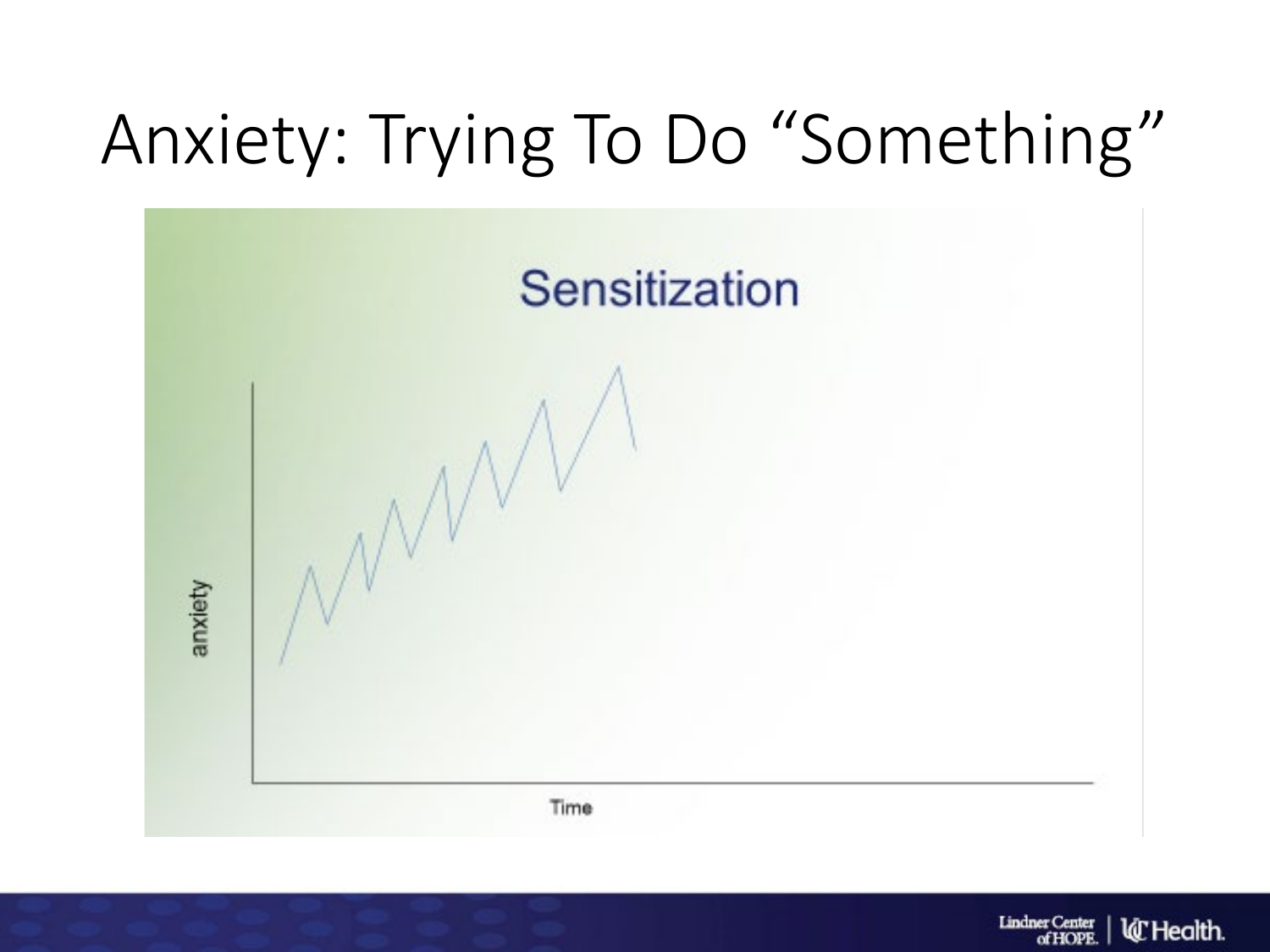# Anxiety: Trying To Do "Something"

Sensitization

anxiety

Time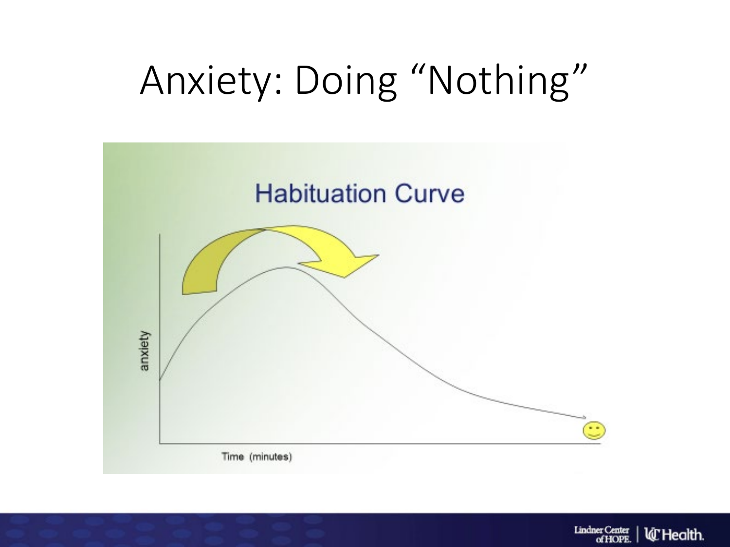# Anxiety: Doing "Nothing"

Habituation Curve

anxiety

Time (minutes)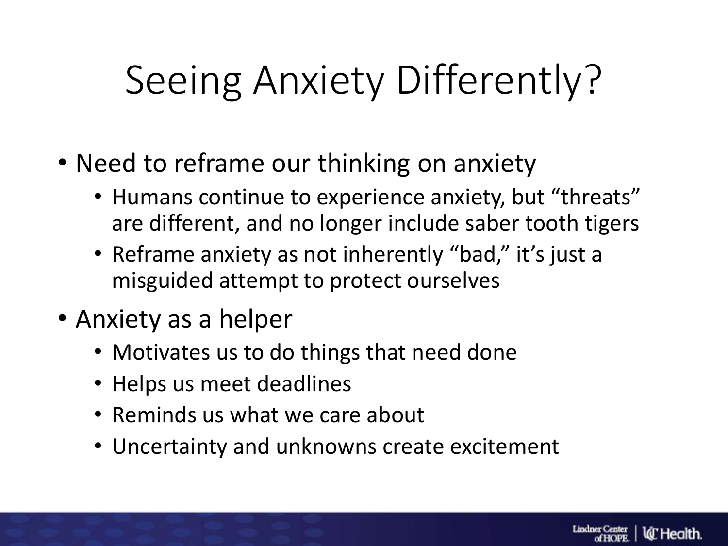# Seeing Anxiety Differently?

- Need to reframe our thinking on anxiety
  - Humans continue to experience anxiety, but "threats" are different, and no longer include saber tooth tigers
  - Reframe anxiety as not inherently "bad," it's just a misguided attempt to protect ourselves
- Anxiety as a helper
  - Motivates us to do things that need done
  - Helps us meet deadlines
  - Reminds us what we care about
  - Uncertainty and unknowns create excitement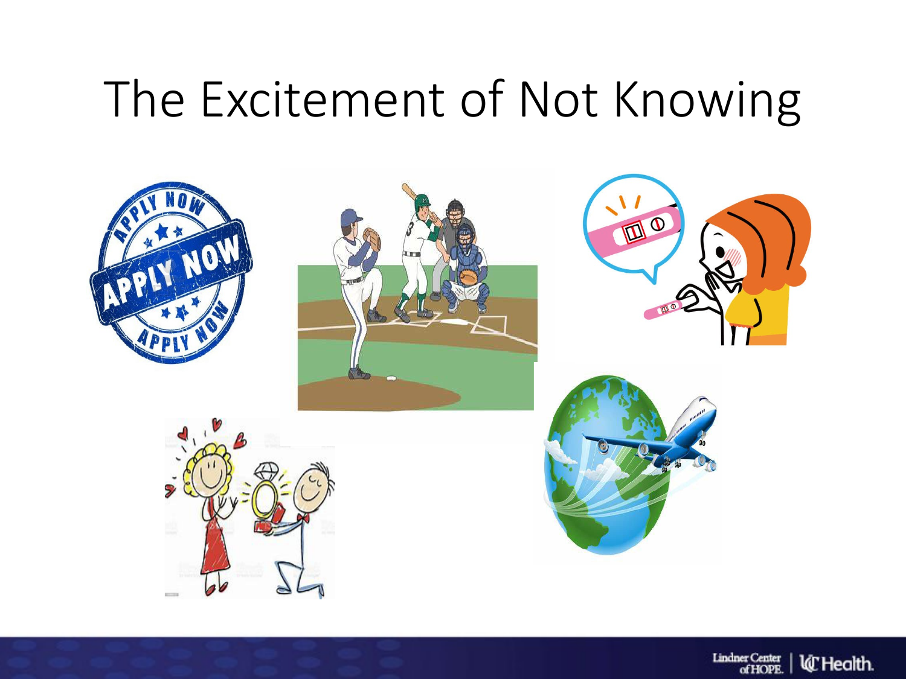# The Excitement of Not Knowing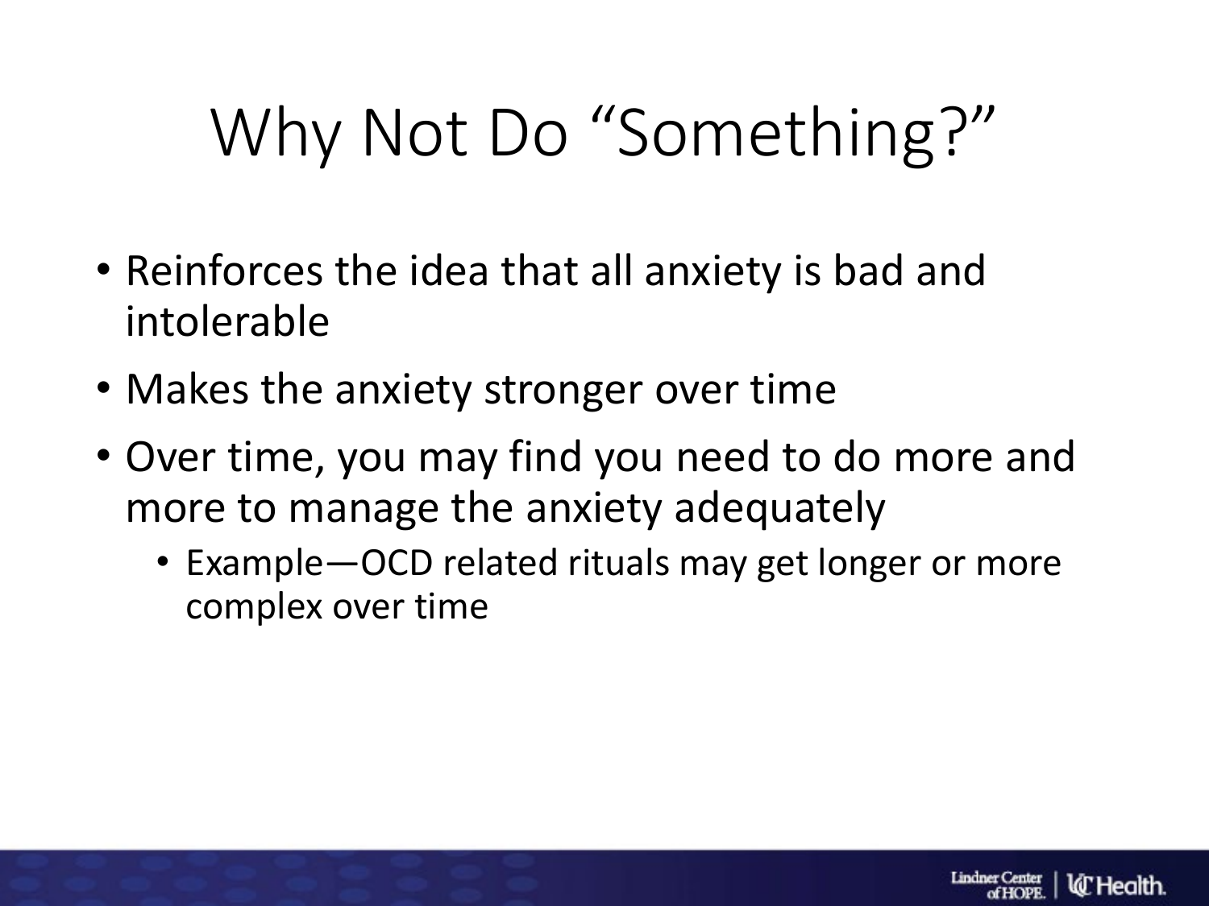# Why Not Do "Something?"

- Reinforces the idea that all anxiety is bad and intolerable
- Makes the anxiety stronger over time
- Over time, you may find you need to do more and more to manage the anxiety adequately
  - Example—OCD related rituals may get longer or more complex over time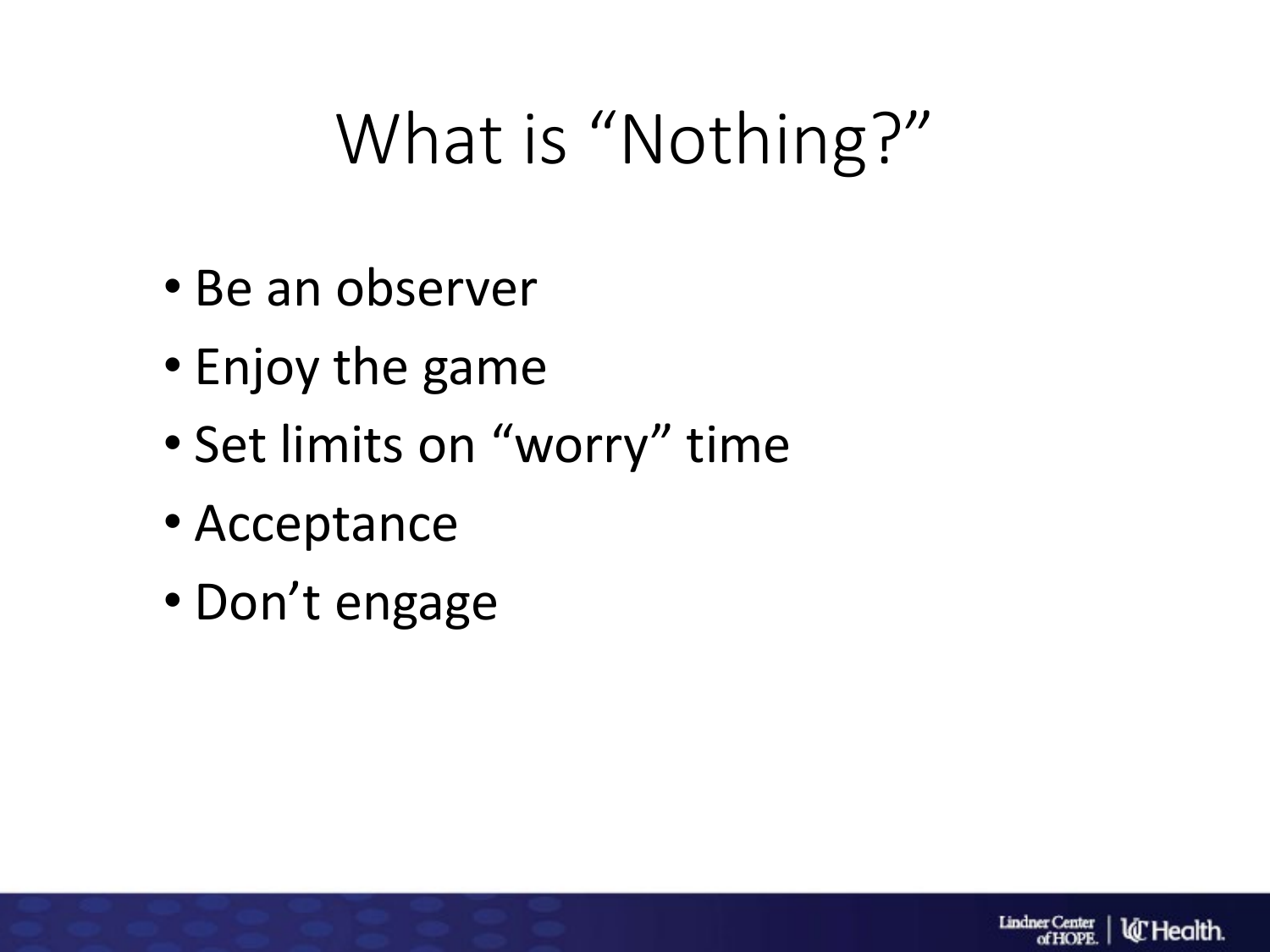# What is "Nothing?"

- Be an observer
- Enjoy the game
- Set limits on "worry" time
- Acceptance
- Don't engage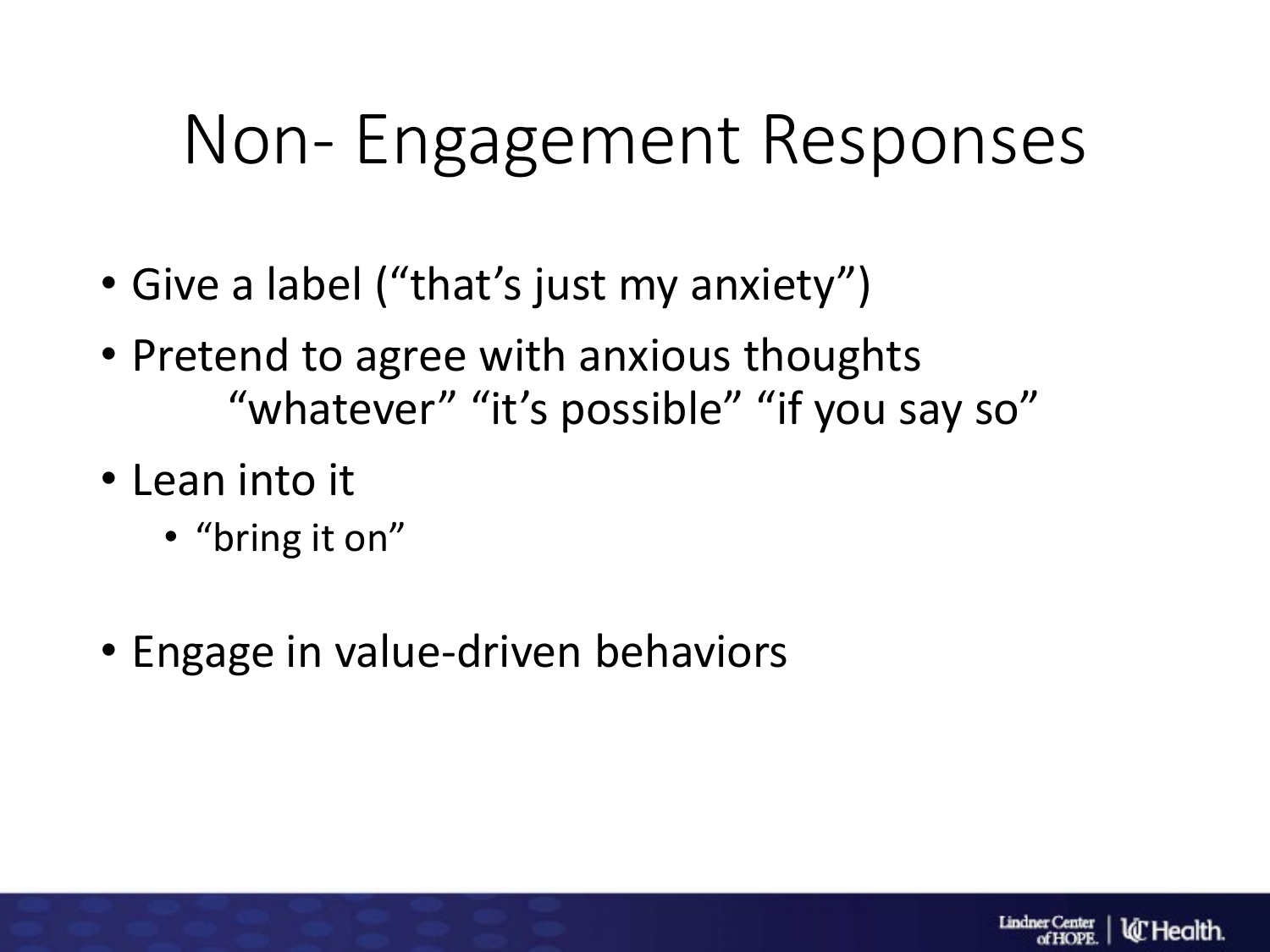# Non- Engagement Responses

- Give a label ("that's just my anxiety")
- Pretend to agree with anxious thoughts
  "whatever" "it's possible" "if you say so"
- Lean into it
  - "bring it on"
- Engage in value-driven behaviors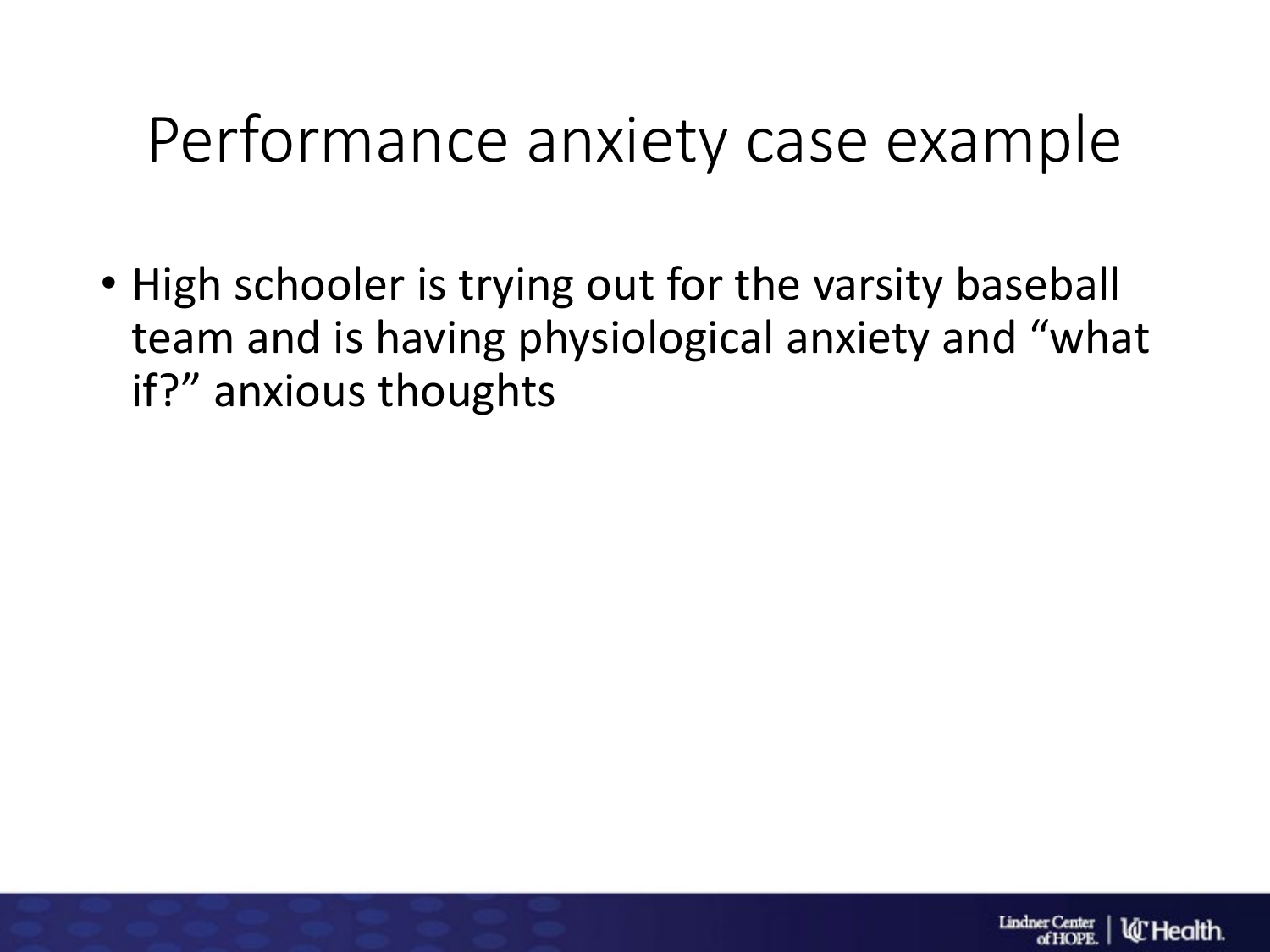# Performance anxiety case example

- High schooler is trying out for the varsity baseball team and is having physiological anxiety and “what if?” anxious thoughts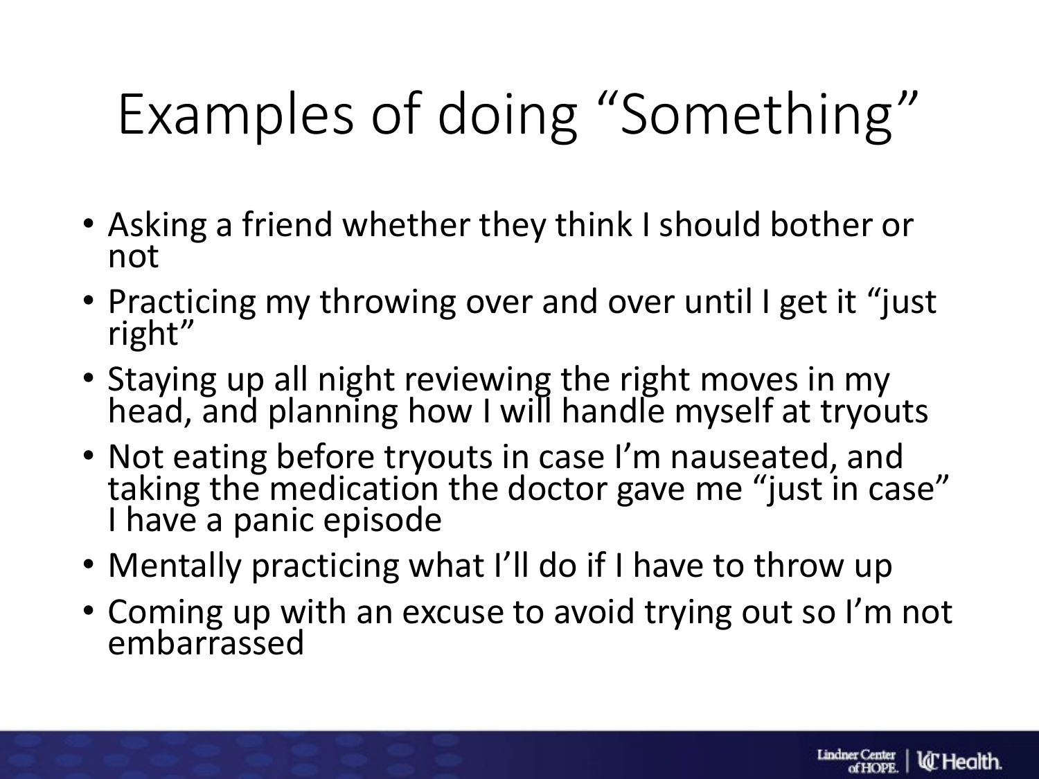# Examples of doing "Something"

- Asking a friend whether they think I should bother or not
- Practicing my throwing over and over until I get it "just right"
- Staying up all night reviewing the right moves in my head, and planning how I will handle myself at tryouts
- Not eating before tryouts in case I'm nauseated, and taking the medication the doctor gave me "just in case" I have a panic episode
- Mentally practicing what I'll do if I have to throw up
- Coming up with an excuse to avoid trying out so I'm not embarrassed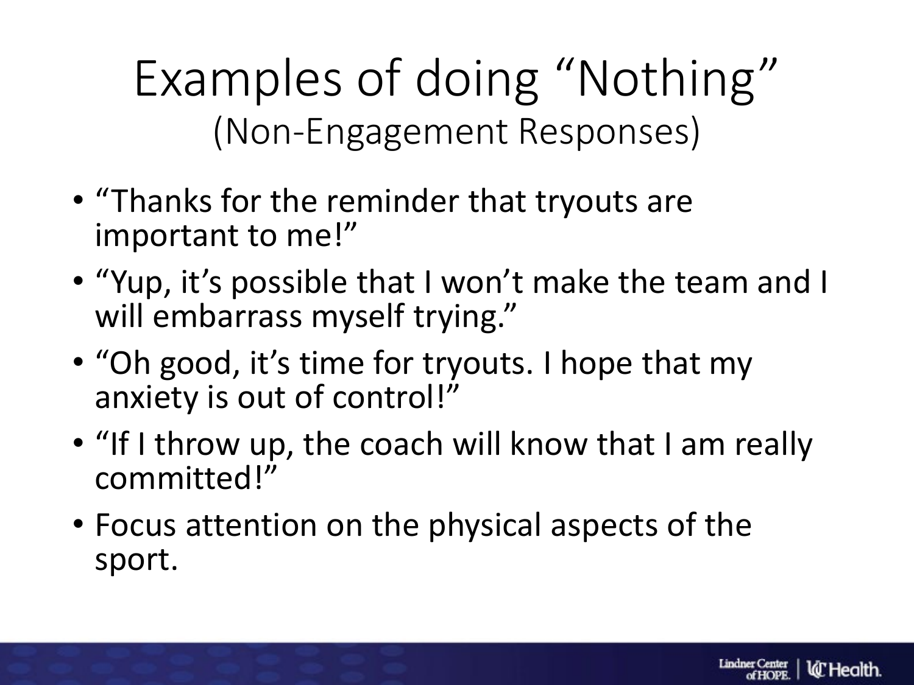# Examples of doing "Nothing"

## (Non-Engagement Responses)

- "Thanks for the reminder that tryouts are important to me!"
- "Yup, it's possible that I won't make the team and I will embarrass myself trying."
- "Oh good, it's time for tryouts. I hope that my anxiety is out of control!"
- "If I throw up, the coach will know that I am really committed!"
- Focus attention on the physical aspects of the sport.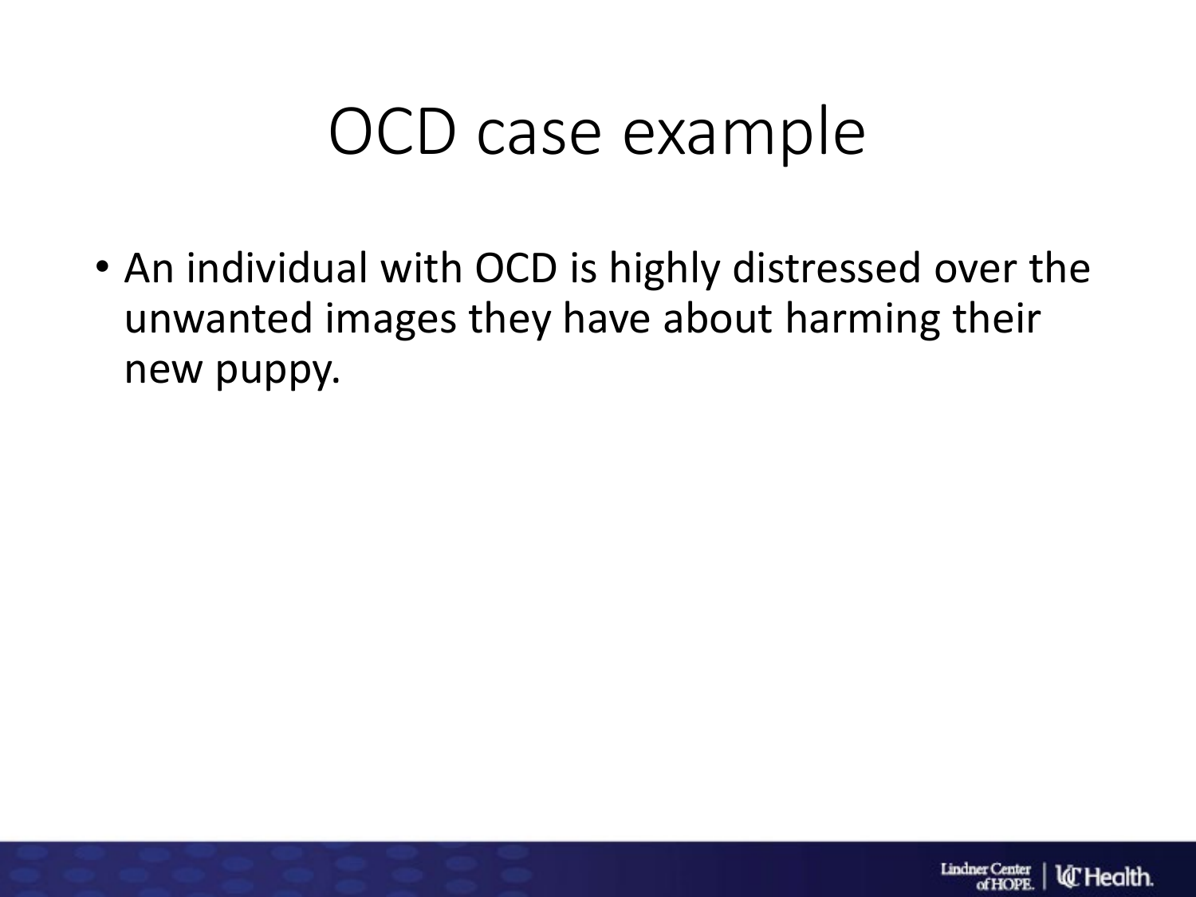# OCD case example

- An individual with OCD is highly distressed over the unwanted images they have about harming their new puppy.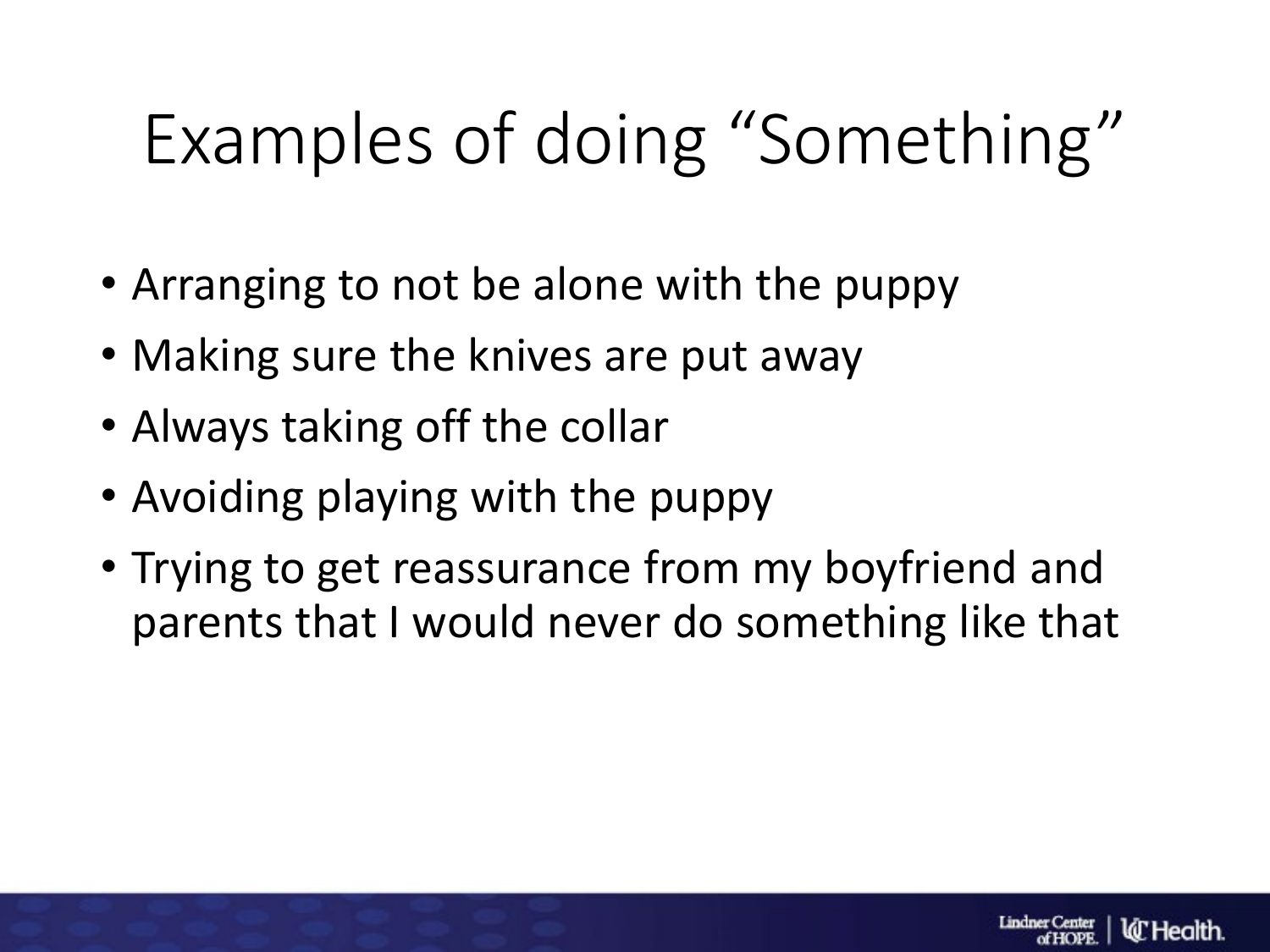# Examples of doing “Something”

- Arranging to not be alone with the puppy
- Making sure the knives are put away
- Always taking off the collar
- Avoiding playing with the puppy
- Trying to get reassurance from my boyfriend and parents that I would never do something like that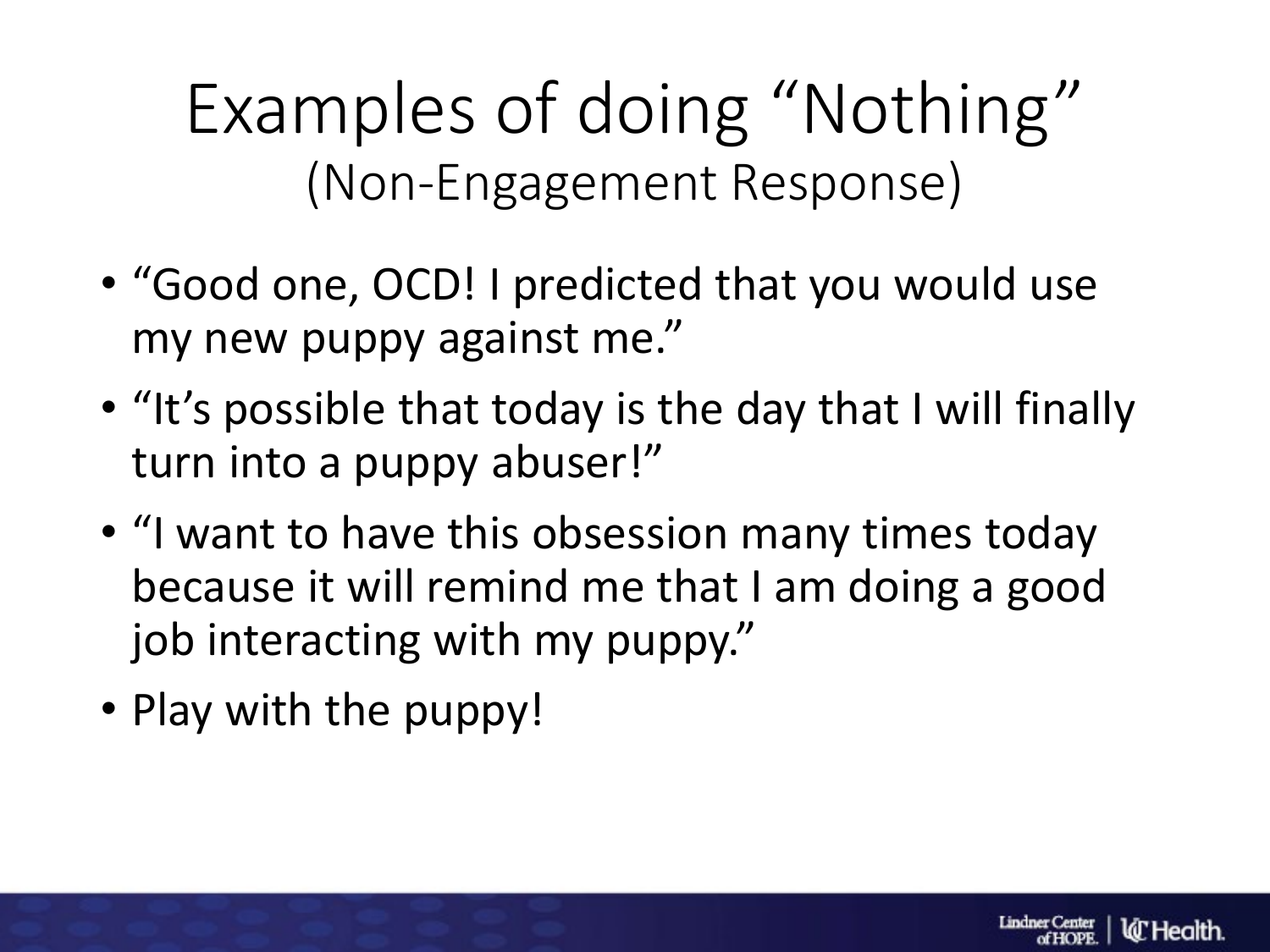# Examples of doing "Nothing"
## (Non-Engagement Response)

- "Good one, OCD! I predicted that you would use my new puppy against me."
- "It's possible that today is the day that I will finally turn into a puppy abuser!"
- "I want to have this obsession many times today because it will remind me that I am doing a good job interacting with my puppy."
- Play with the puppy!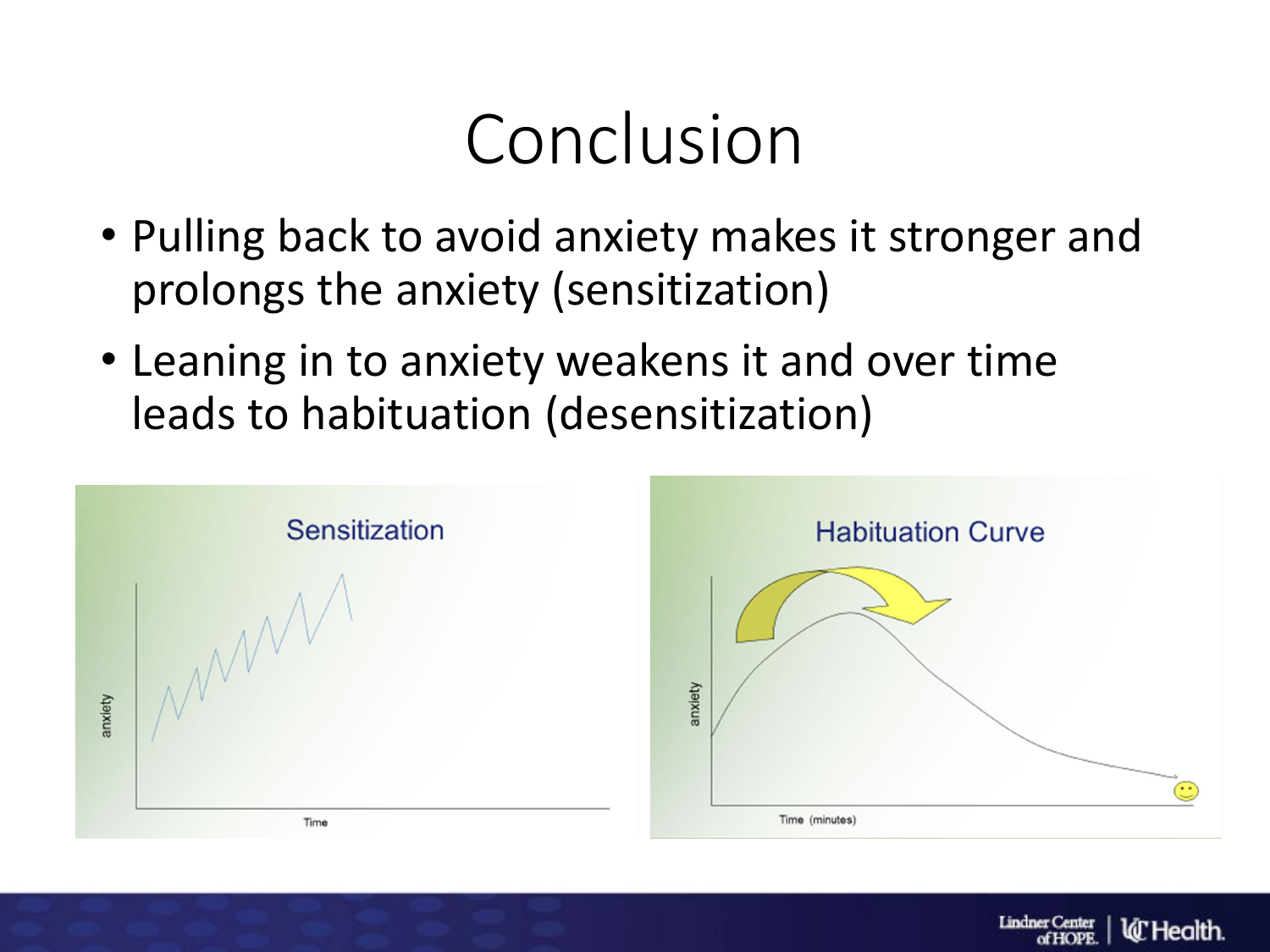# Conclusion

- Pulling back to avoid anxiety makes it stronger and prolongs the anxiety (sensitization)
- Leaning in to anxiety weakens it and over time leads to habituation (desensitization)

Sensitization

Habituation Curve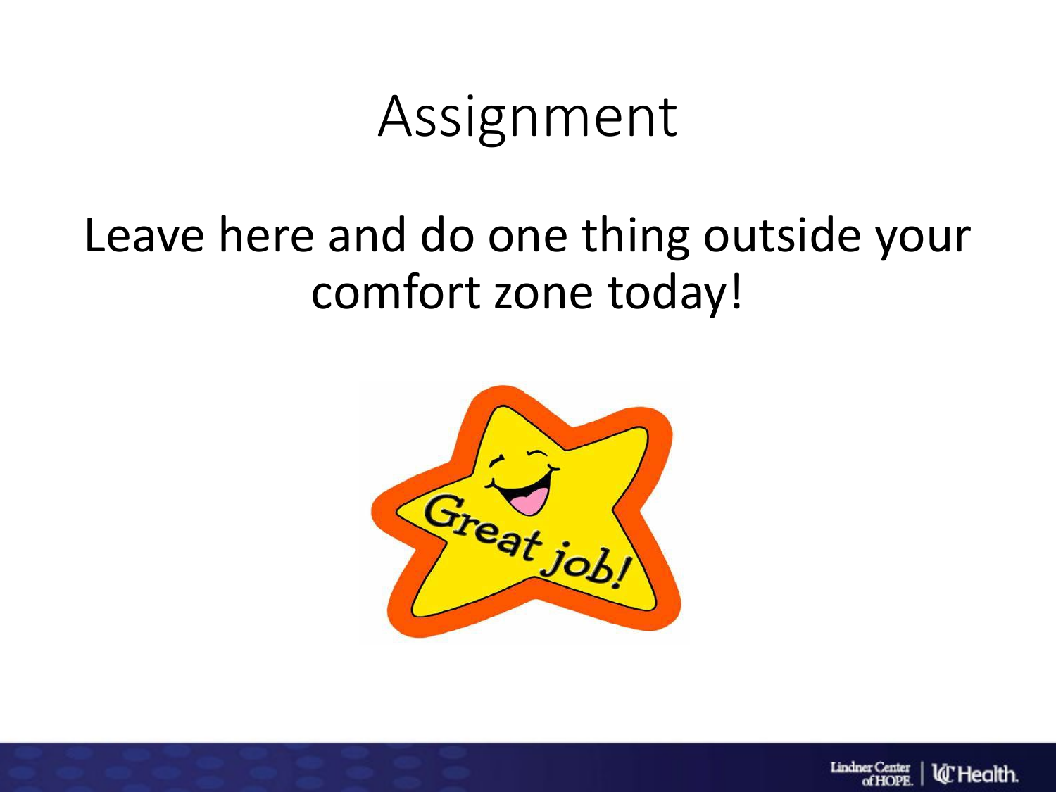# Assignment

Leave here and do one thing outside your comfort zone today!